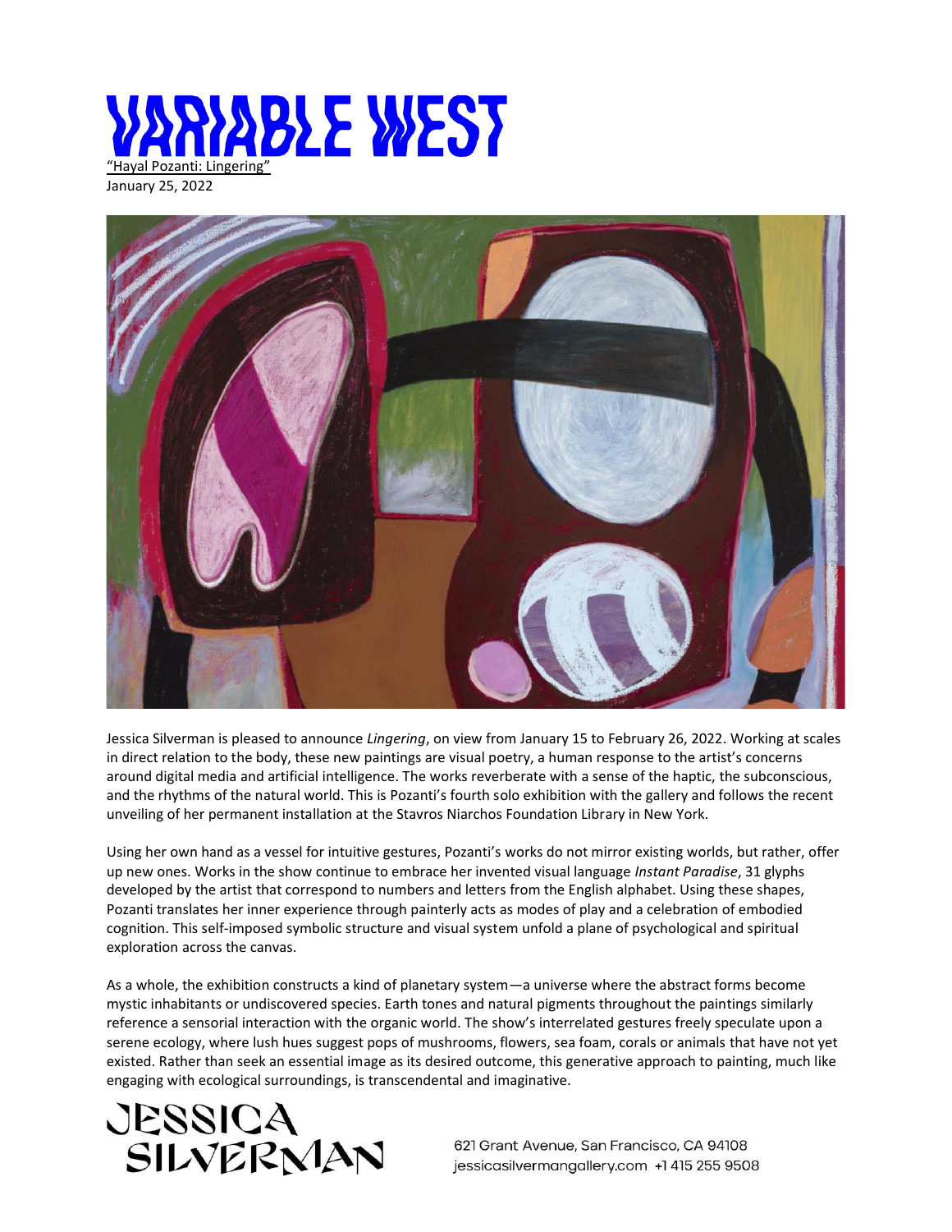# VARIABLE WEST

"Hayal Pozanti: Lingering"

January 25, 2022

Jessica Silverman is pleased to announce *Lingering*, on view from January 15 to February 26, 2022. Working at scales in direct relation to the body, these new paintings are visual poetry, a human response to the artist's concerns around digital media and artificial intelligence. The works reverberate with a sense of the haptic, the subconscious, and the rhythms of the natural world. This is Pozanti's fourth solo exhibition with the gallery and follows the recent unveiling of her permanent installation at the Stavros Niarchos Foundation Library in New York.

Using her own hand as a vessel for intuitive gestures, Pozanti's works do not mirror existing worlds, but rather, offer up new ones. Works in the show continue to embrace her invented visual language *Instant Paradise*, 31 glyphs developed by the artist that correspond to numbers and letters from the English alphabet. Using these shapes, Pozanti translates her inner experience through painterly acts as modes of play and a celebration of embodied cognition. This self-imposed symbolic structure and visual system unfold a plane of psychological and spiritual exploration across the canvas.

As a whole, the exhibition constructs a kind of planetary system—a universe where the abstract forms become mystic inhabitants or undiscovered species. Earth tones and natural pigments throughout the paintings similarly reference a sensorial interaction with the organic world. The show's interrelated gestures freely speculate upon a serene ecology, where lush hues suggest pops of mushrooms, flowers, sea foam, corals or animals that have not yet existed. Rather than seek an essential image as its desired outcome, this generative approach to painting, much like engaging with ecological surroundings, is transcendental and imaginative.

JESSICA SILVERMAN

621 Grant Avenue, San Francisco, CA 94108
jessicasilvermangallery.com +1 415 255 9508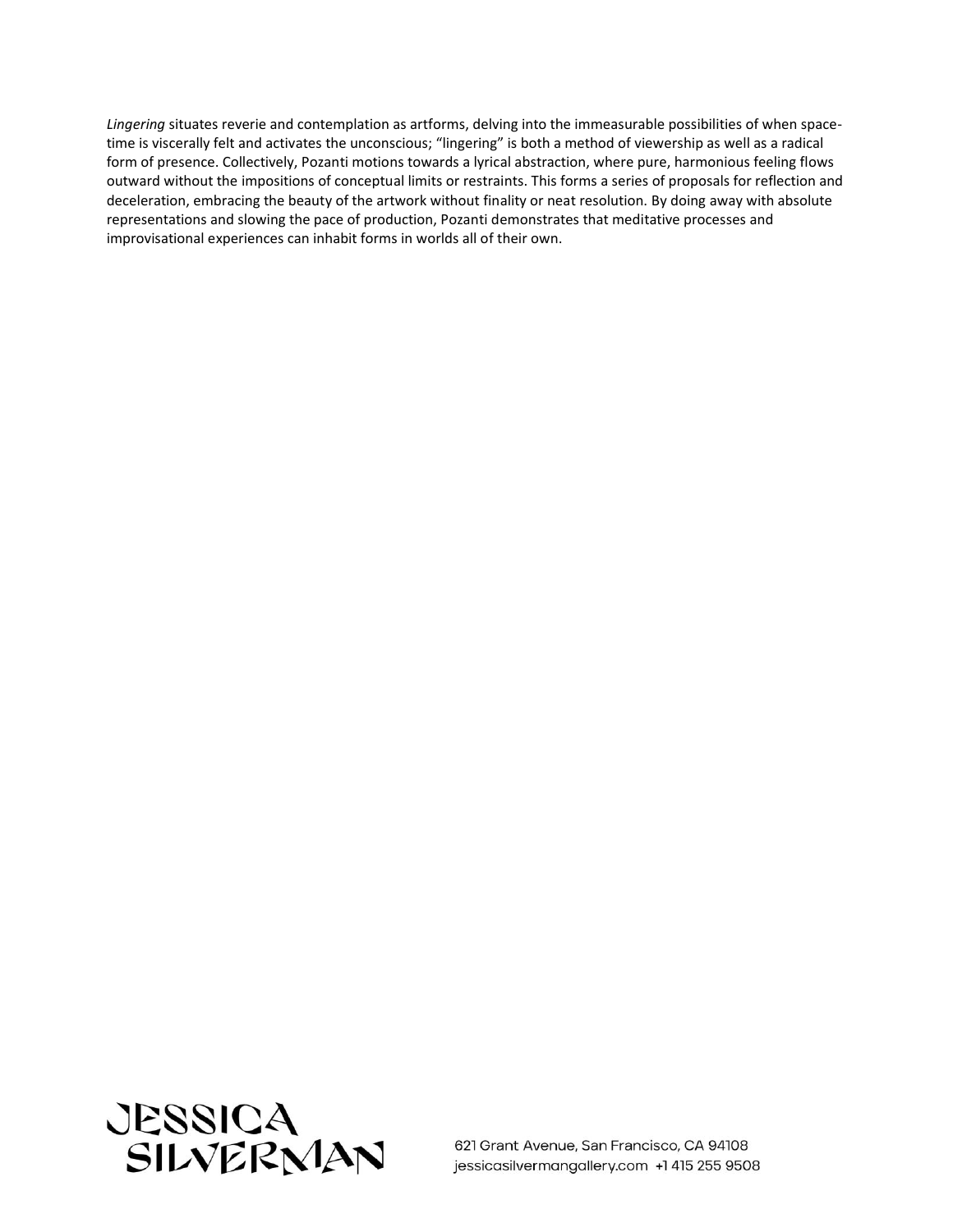*Lingering* situates reverie and contemplation as artforms, delving into the immeasurable possibilities of when space-time is viscerally felt and activates the unconscious; "lingering" is both a method of viewership as well as a radical form of presence. Collectively, Pozanti motions towards a lyrical abstraction, where pure, harmonious feeling flows outward without the impositions of conceptual limits or restraints. This forms a series of proposals for reflection and deceleration, embracing the beauty of the artwork without finality or neat resolution. By doing away with absolute representations and slowing the pace of production, Pozanti demonstrates that meditative processes and improvisational experiences can inhabit forms in worlds all of their own.